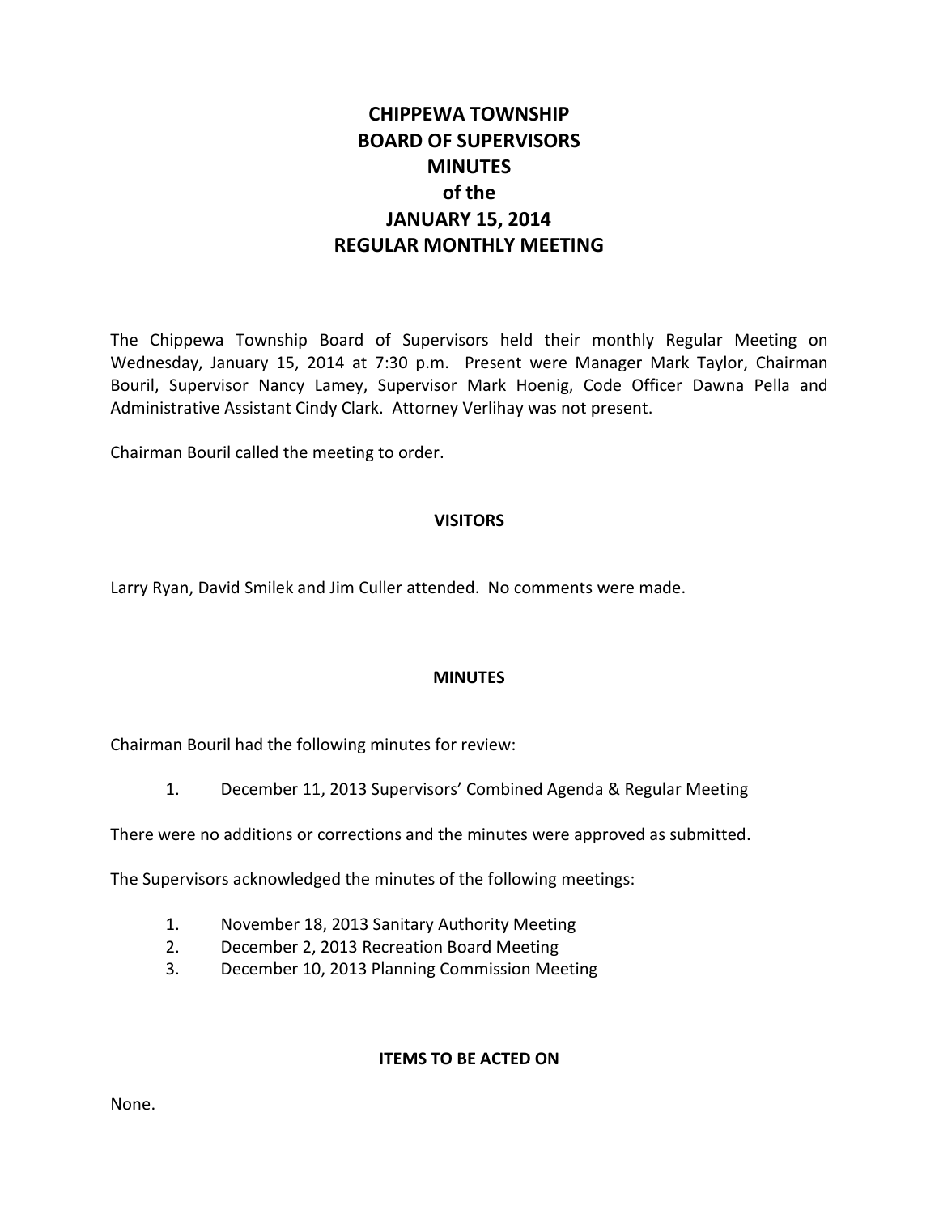# CHIPPEWA TOWNSHIP
# BOARD OF SUPERVISORS
# MINUTES
# of the
# JANUARY 15, 2014
# REGULAR MONTHLY MEETING

The Chippewa Township Board of Supervisors held their monthly Regular Meeting on Wednesday, January 15, 2014 at 7:30 p.m. Present were Manager Mark Taylor, Chairman Bouril, Supervisor Nancy Lamey, Supervisor Mark Hoenig, Code Officer Dawna Pella and Administrative Assistant Cindy Clark. Attorney Verlihay was not present.

Chairman Bouril called the meeting to order.

## VISITORS

Larry Ryan, David Smilek and Jim Culler attended. No comments were made.

## MINUTES

Chairman Bouril had the following minutes for review:

1. December 11, 2013 Supervisors' Combined Agenda & Regular Meeting

There were no additions or corrections and the minutes were approved as submitted.

The Supervisors acknowledged the minutes of the following meetings:

1. November 18, 2013 Sanitary Authority Meeting
2. December 2, 2013 Recreation Board Meeting
3. December 10, 2013 Planning Commission Meeting

## ITEMS TO BE ACTED ON

None.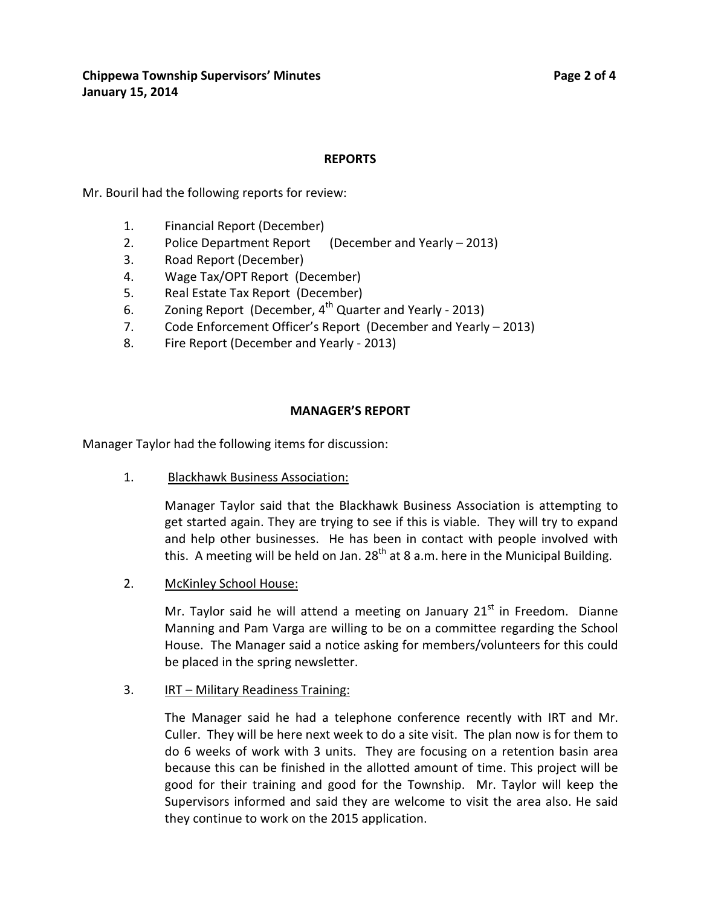## REPORTS

Mr. Bouril had the following reports for review:

1. Financial Report (December)
2. Police Department Report (December and Yearly – 2013)
3. Road Report (December)
4. Wage Tax/OPT Report (December)
5. Real Estate Tax Report (December)
6. Zoning Report (December, 4th Quarter and Yearly - 2013)
7. Code Enforcement Officer's Report (December and Yearly – 2013)
8. Fire Report (December and Yearly - 2013)

## MANAGER'S REPORT

Manager Taylor had the following items for discussion:

1. Blackhawk Business Association:

   Manager Taylor said that the Blackhawk Business Association is attempting to get started again. They are trying to see if this is viable. They will try to expand and help other businesses. He has been in contact with people involved with this. A meeting will be held on Jan. 28th at 8 a.m. here in the Municipal Building.

2. McKinley School House:

   Mr. Taylor said he will attend a meeting on January 21st in Freedom. Dianne Manning and Pam Varga are willing to be on a committee regarding the School House. The Manager said a notice asking for members/volunteers for this could be placed in the spring newsletter.

3. IRT – Military Readiness Training:

   The Manager said he had a telephone conference recently with IRT and Mr. Culler. They will be here next week to do a site visit. The plan now is for them to do 6 weeks of work with 3 units. They are focusing on a retention basin area because this can be finished in the allotted amount of time. This project will be good for their training and good for the Township. Mr. Taylor will keep the Supervisors informed and said they are welcome to visit the area also. He said they continue to work on the 2015 application.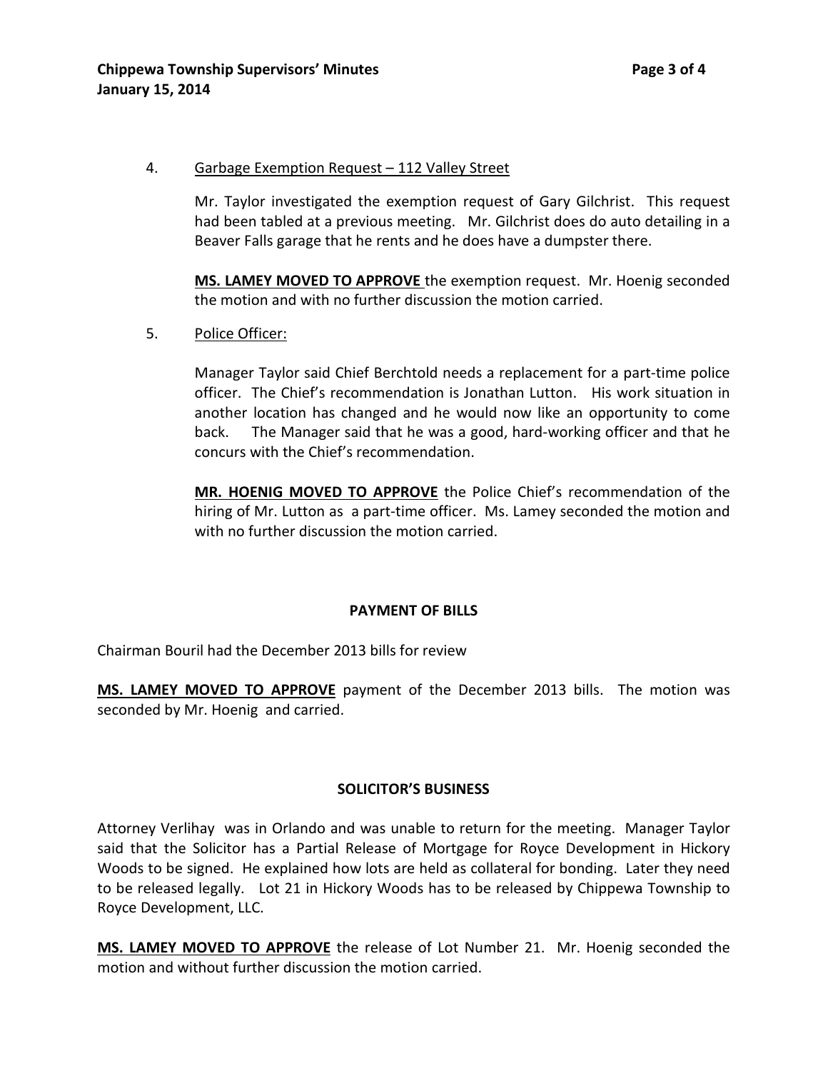4. Garbage Exemption Request – 112 Valley Street

   Mr. Taylor investigated the exemption request of Gary Gilchrist. This request had been tabled at a previous meeting. Mr. Gilchrist does do auto detailing in a Beaver Falls garage that he rents and he does have a dumpster there.

   **MS. LAMEY MOVED TO APPROVE** the exemption request. Mr. Hoenig seconded the motion and with no further discussion the motion carried.

5. Police Officer:

   Manager Taylor said Chief Berchtold needs a replacement for a part-time police officer. The Chief's recommendation is Jonathan Lutton. His work situation in another location has changed and he would now like an opportunity to come back. The Manager said that he was a good, hard-working officer and that he concurs with the Chief's recommendation.

   **MR. HOENIG MOVED TO APPROVE** the Police Chief's recommendation of the hiring of Mr. Lutton as a part-time officer. Ms. Lamey seconded the motion and with no further discussion the motion carried.

## PAYMENT OF BILLS

Chairman Bouril had the December 2013 bills for review

**MS. LAMEY MOVED TO APPROVE** payment of the December 2013 bills. The motion was seconded by Mr. Hoenig and carried.

## SOLICITOR'S BUSINESS

Attorney Verlihay was in Orlando and was unable to return for the meeting. Manager Taylor said that the Solicitor has a Partial Release of Mortgage for Royce Development in Hickory Woods to be signed. He explained how lots are held as collateral for bonding. Later they need to be released legally. Lot 21 in Hickory Woods has to be released by Chippewa Township to Royce Development, LLC.

**MS. LAMEY MOVED TO APPROVE** the release of Lot Number 21. Mr. Hoenig seconded the motion and without further discussion the motion carried.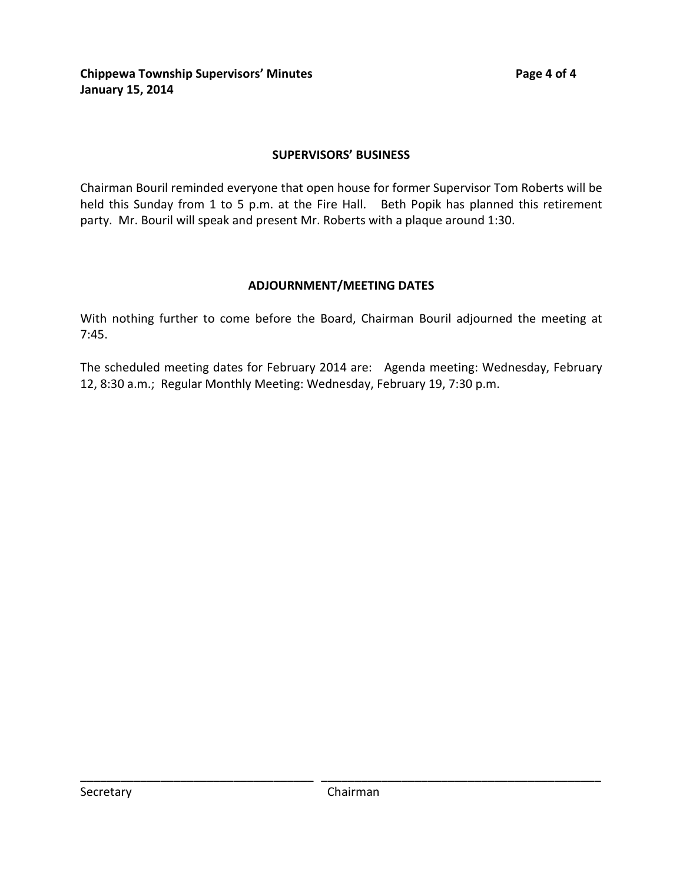## SUPERVISORS' BUSINESS

Chairman Bouril reminded everyone that open house for former Supervisor Tom Roberts will be held this Sunday from 1 to 5 p.m. at the Fire Hall. Beth Popik has planned this retirement party. Mr. Bouril will speak and present Mr. Roberts with a plaque around 1:30.

## ADJOURNMENT/MEETING DATES

With nothing further to come before the Board, Chairman Bouril adjourned the meeting at 7:45.

The scheduled meeting dates for February 2014 are: Agenda meeting: Wednesday, February 12, 8:30 a.m.; Regular Monthly Meeting: Wednesday, February 19, 7:30 p.m.

\_\_\_\_\_\_\_\_\_\_\_\_\_\_\_\_\_\_\_\_\_\_\_\_\_\_\_\_\_\_\_\_\_\_ \_\_\_\_\_\_\_\_\_\_\_\_\_\_\_\_\_\_\_\_\_\_\_\_\_\_\_\_\_\_\_\_\_\_

Secretary Chairman